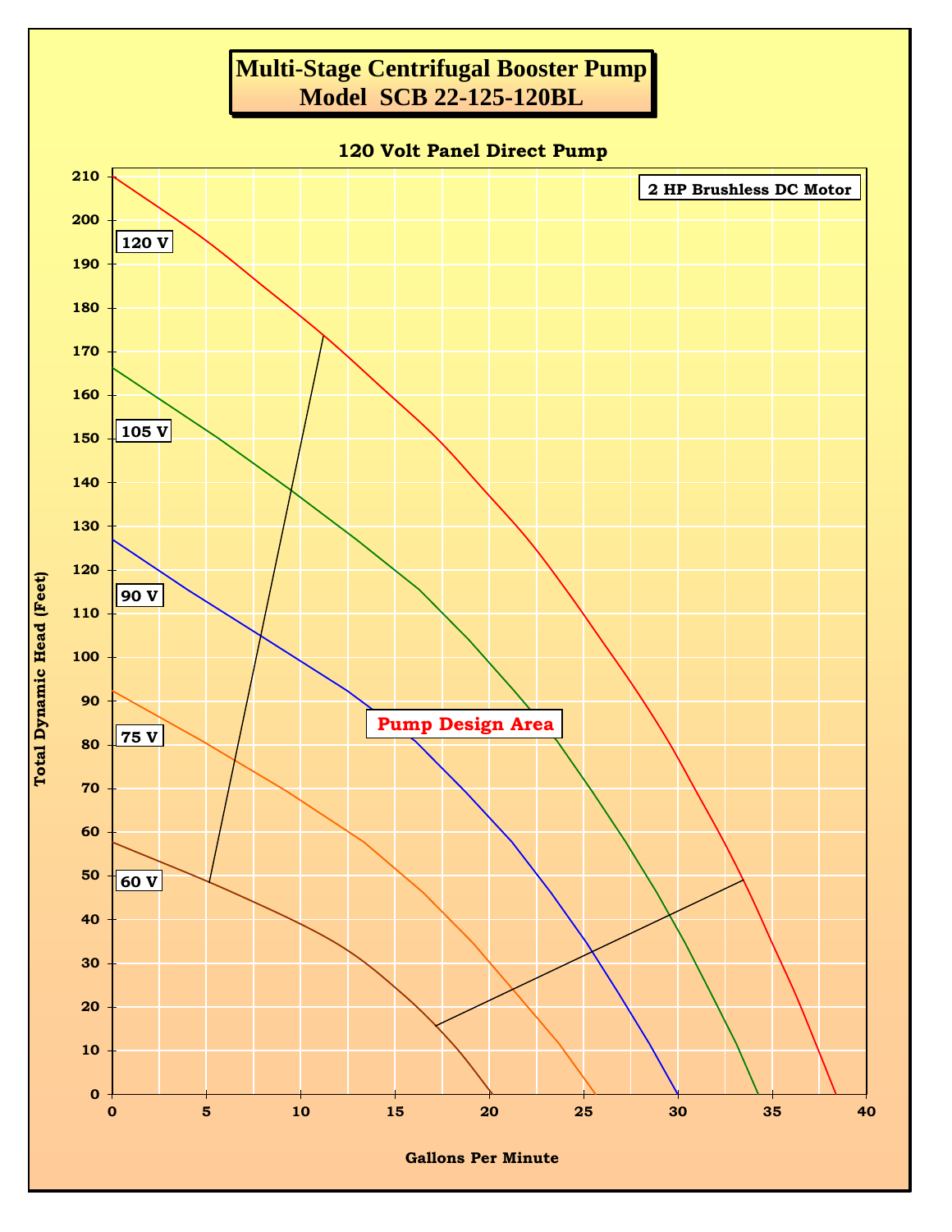# Multi-Stage Centrifugal Booster Pump
# Model SCB 22-125-120BL

**120 Volt Panel Direct Pump**

**2 HP Brushless DC Motor**

**120 V**

**105 V**

**90 V**

**75 V**

**60 V**

**Pump Design Area**

Total Dynamic Head (Feet): 0, 10, 20, 30, 40, 50, 60, 70, 80, 90, 100, 110, 120, 130, 140, 150, 160, 170, 180, 190, 200, 210

Gallons Per Minute: 0, 5, 10, 15, 20, 25, 30, 35, 40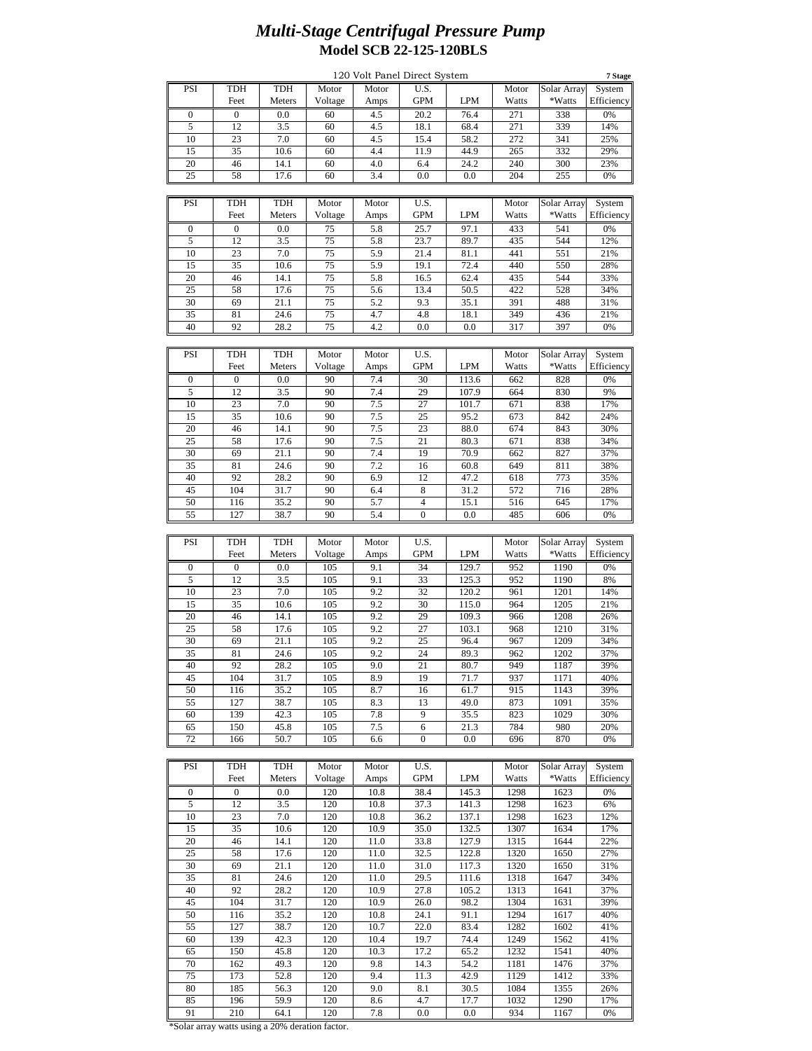# *Multi-Stage Centrifugal Pressure Pump*

**Model SCB 22-125-120BLS**

120 Volt Panel Direct System — 7 Stage

| PSI | TDH Feet | TDH Meters | Motor Voltage | Motor Amps | U.S. GPM | LPM | Motor Watts | Solar Array *Watts | System Efficiency |
|---|---|---|---|---|---|---|---|---|---|
| 0 | 0 | 0.0 | 60 | 4.5 | 20.2 | 76.4 | 271 | 338 | 0% |
| 5 | 12 | 3.5 | 60 | 4.5 | 18.1 | 68.4 | 271 | 339 | 14% |
| 10 | 23 | 7.0 | 60 | 4.5 | 15.4 | 58.2 | 272 | 341 | 25% |
| 15 | 35 | 10.6 | 60 | 4.4 | 11.9 | 44.9 | 265 | 332 | 29% |
| 20 | 46 | 14.1 | 60 | 4.0 | 6.4 | 24.2 | 240 | 300 | 23% |
| 25 | 58 | 17.6 | 60 | 3.4 | 0.0 | 0.0 | 204 | 255 | 0% |

| PSI | TDH Feet | TDH Meters | Motor Voltage | Motor Amps | U.S. GPM | LPM | Motor Watts | Solar Array *Watts | System Efficiency |
|---|---|---|---|---|---|---|---|---|---|
| 0 | 0 | 0.0 | 75 | 5.8 | 25.7 | 97.1 | 433 | 541 | 0% |
| 5 | 12 | 3.5 | 75 | 5.8 | 23.7 | 89.7 | 435 | 544 | 12% |
| 10 | 23 | 7.0 | 75 | 5.9 | 21.4 | 81.1 | 441 | 551 | 21% |
| 15 | 35 | 10.6 | 75 | 5.9 | 19.1 | 72.4 | 440 | 550 | 28% |
| 20 | 46 | 14.1 | 75 | 5.8 | 16.5 | 62.4 | 435 | 544 | 33% |
| 25 | 58 | 17.6 | 75 | 5.6 | 13.4 | 50.5 | 422 | 528 | 34% |
| 30 | 69 | 21.1 | 75 | 5.2 | 9.3 | 35.1 | 391 | 488 | 31% |
| 35 | 81 | 24.6 | 75 | 4.7 | 4.8 | 18.1 | 349 | 436 | 21% |
| 40 | 92 | 28.2 | 75 | 4.2 | 0.0 | 0.0 | 317 | 397 | 0% |

| PSI | TDH Feet | TDH Meters | Motor Voltage | Motor Amps | U.S. GPM | LPM | Motor Watts | Solar Array *Watts | System Efficiency |
|---|---|---|---|---|---|---|---|---|---|
| 0 | 0 | 0.0 | 90 | 7.4 | 30 | 113.6 | 662 | 828 | 0% |
| 5 | 12 | 3.5 | 90 | 7.4 | 29 | 107.9 | 664 | 830 | 9% |
| 10 | 23 | 7.0 | 90 | 7.5 | 27 | 101.7 | 671 | 838 | 17% |
| 15 | 35 | 10.6 | 90 | 7.5 | 25 | 95.2 | 673 | 842 | 24% |
| 20 | 46 | 14.1 | 90 | 7.5 | 23 | 88.0 | 674 | 843 | 30% |
| 25 | 58 | 17.6 | 90 | 7.5 | 21 | 80.3 | 671 | 838 | 34% |
| 30 | 69 | 21.1 | 90 | 7.4 | 19 | 70.9 | 662 | 827 | 37% |
| 35 | 81 | 24.6 | 90 | 7.2 | 16 | 60.8 | 649 | 811 | 38% |
| 40 | 92 | 28.2 | 90 | 6.9 | 12 | 47.2 | 618 | 773 | 35% |
| 45 | 104 | 31.7 | 90 | 6.4 | 8 | 31.2 | 572 | 716 | 28% |
| 50 | 116 | 35.2 | 90 | 5.7 | 4 | 15.1 | 516 | 645 | 17% |
| 55 | 127 | 38.7 | 90 | 5.4 | 0 | 0.0 | 485 | 606 | 0% |

| PSI | TDH Feet | TDH Meters | Motor Voltage | Motor Amps | U.S. GPM | LPM | Motor Watts | Solar Array *Watts | System Efficiency |
|---|---|---|---|---|---|---|---|---|---|
| 0 | 0 | 0.0 | 105 | 9.1 | 34 | 129.7 | 952 | 1190 | 0% |
| 5 | 12 | 3.5 | 105 | 9.1 | 33 | 125.3 | 952 | 1190 | 8% |
| 10 | 23 | 7.0 | 105 | 9.2 | 32 | 120.2 | 961 | 1201 | 14% |
| 15 | 35 | 10.6 | 105 | 9.2 | 30 | 115.0 | 964 | 1205 | 21% |
| 20 | 46 | 14.1 | 105 | 9.2 | 29 | 109.3 | 966 | 1208 | 26% |
| 25 | 58 | 17.6 | 105 | 9.2 | 27 | 103.1 | 968 | 1210 | 31% |
| 30 | 69 | 21.1 | 105 | 9.2 | 25 | 96.4 | 967 | 1209 | 34% |
| 35 | 81 | 24.6 | 105 | 9.2 | 24 | 89.3 | 962 | 1202 | 37% |
| 40 | 92 | 28.2 | 105 | 9.0 | 21 | 80.7 | 949 | 1187 | 39% |
| 45 | 104 | 31.7 | 105 | 8.9 | 19 | 71.7 | 937 | 1171 | 40% |
| 50 | 116 | 35.2 | 105 | 8.7 | 16 | 61.7 | 915 | 1143 | 39% |
| 55 | 127 | 38.7 | 105 | 8.3 | 13 | 49.0 | 873 | 1091 | 35% |
| 60 | 139 | 42.3 | 105 | 7.8 | 9 | 35.5 | 823 | 1029 | 30% |
| 65 | 150 | 45.8 | 105 | 7.5 | 6 | 21.3 | 784 | 980 | 20% |
| 72 | 166 | 50.7 | 105 | 6.6 | 0 | 0.0 | 696 | 870 | 0% |

| PSI | TDH Feet | TDH Meters | Motor Voltage | Motor Amps | U.S. GPM | LPM | Motor Watts | Solar Array *Watts | System Efficiency |
|---|---|---|---|---|---|---|---|---|---|
| 0 | 0 | 0.0 | 120 | 10.8 | 38.4 | 145.3 | 1298 | 1623 | 0% |
| 5 | 12 | 3.5 | 120 | 10.8 | 37.3 | 141.3 | 1298 | 1623 | 6% |
| 10 | 23 | 7.0 | 120 | 10.8 | 36.2 | 137.1 | 1298 | 1623 | 12% |
| 15 | 35 | 10.6 | 120 | 10.9 | 35.0 | 132.5 | 1307 | 1634 | 17% |
| 20 | 46 | 14.1 | 120 | 11.0 | 33.8 | 127.9 | 1315 | 1644 | 22% |
| 25 | 58 | 17.6 | 120 | 11.0 | 32.5 | 122.8 | 1320 | 1650 | 27% |
| 30 | 69 | 21.1 | 120 | 11.0 | 31.0 | 117.3 | 1320 | 1650 | 31% |
| 35 | 81 | 24.6 | 120 | 11.0 | 29.5 | 111.6 | 1318 | 1647 | 34% |
| 40 | 92 | 28.2 | 120 | 10.9 | 27.8 | 105.2 | 1313 | 1641 | 37% |
| 45 | 104 | 31.7 | 120 | 10.9 | 26.0 | 98.2 | 1304 | 1631 | 39% |
| 50 | 116 | 35.2 | 120 | 10.8 | 24.1 | 91.1 | 1294 | 1617 | 40% |
| 55 | 127 | 38.7 | 120 | 10.7 | 22.0 | 83.4 | 1282 | 1602 | 41% |
| 60 | 139 | 42.3 | 120 | 10.4 | 19.7 | 74.4 | 1249 | 1562 | 41% |
| 65 | 150 | 45.8 | 120 | 10.3 | 17.2 | 65.2 | 1232 | 1541 | 40% |
| 70 | 162 | 49.3 | 120 | 9.8 | 14.3 | 54.2 | 1181 | 1476 | 37% |
| 75 | 173 | 52.8 | 120 | 9.4 | 11.3 | 42.9 | 1129 | 1412 | 33% |
| 80 | 185 | 56.3 | 120 | 9.0 | 8.1 | 30.5 | 1084 | 1355 | 26% |
| 85 | 196 | 59.9 | 120 | 8.6 | 4.7 | 17.7 | 1032 | 1290 | 17% |
| 91 | 210 | 64.1 | 120 | 7.8 | 0.0 | 0.0 | 934 | 1167 | 0% |

*Solar array watts using a 20% deration factor.